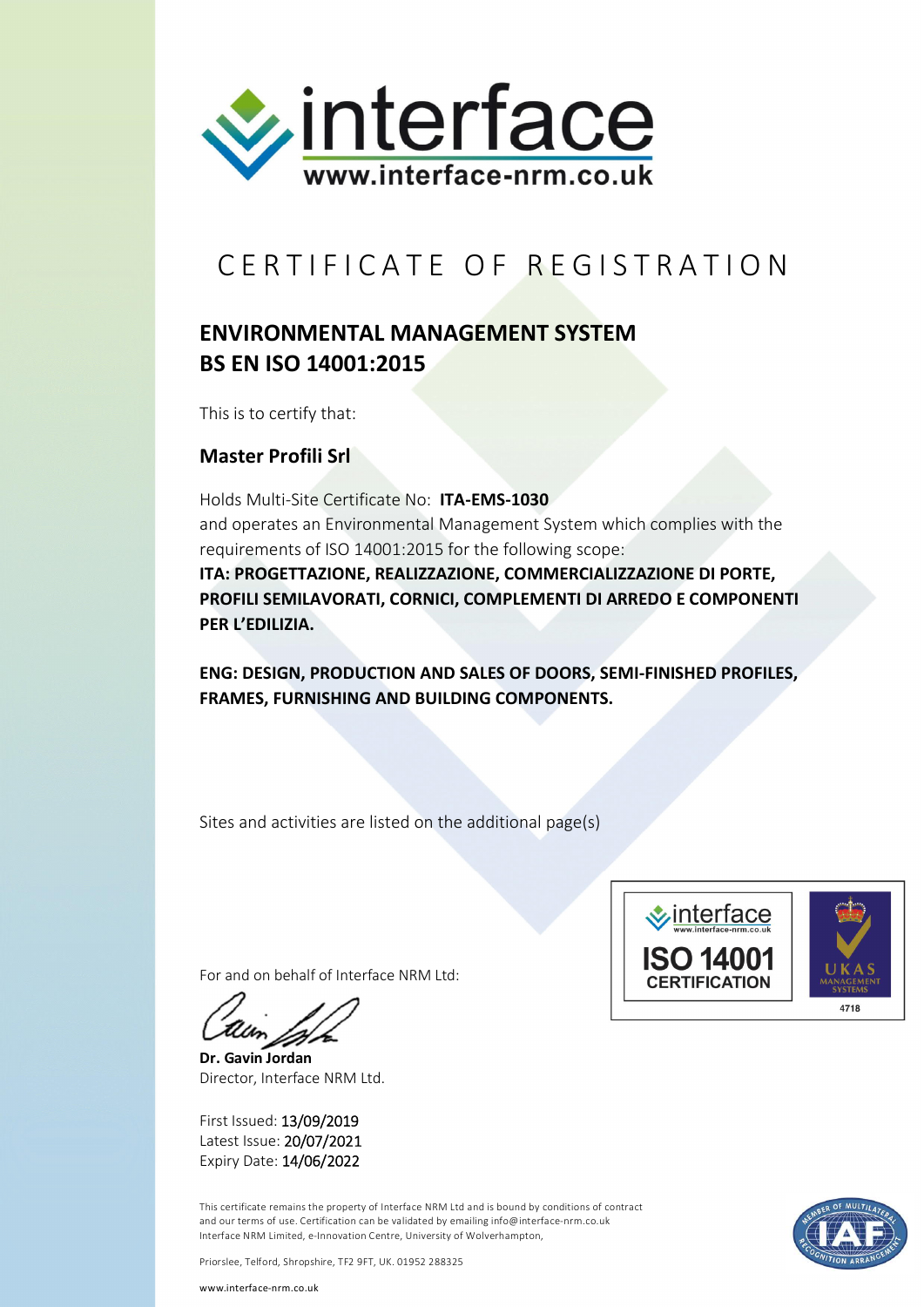interface
www.interface-nrm.co.uk

# CERTIFICATE OF REGISTRATION

## ENVIRONMENTAL MANAGEMENT SYSTEM
## BS EN ISO 14001:2015

This is to certify that:

**Master Profili Srl**

Holds Multi-Site Certificate No: **ITA-EMS-1030**
and operates an Environmental Management System which complies with the requirements of ISO 14001:2015 for the following scope:
**ITA: PROGETTAZIONE, REALIZZAZIONE, COMMERCIALIZZAZIONE DI PORTE, PROFILI SEMILAVORATI, CORNICI, COMPLEMENTI DI ARREDO E COMPONENTI PER L'EDILIZIA.**

**ENG: DESIGN, PRODUCTION AND SALES OF DOORS, SEMI-FINISHED PROFILES, FRAMES, FURNISHING AND BUILDING COMPONENTS.**

Sites and activities are listed on the additional page(s)

interface ISO 14001 CERTIFICATION

UKAS MANAGEMENT SYSTEMS 4718

For and on behalf of Interface NRM Ltd:

**Dr. Gavin Jordan**
Director, Interface NRM Ltd.

First Issued: 13/09/2019
Latest Issue: 20/07/2021
Expiry Date: 14/06/2022

This certificate remains the property of Interface NRM Ltd and is bound by conditions of contract and our terms of use. Certification can be validated by emailing info@interface-nrm.co.uk
Interface NRM Limited, e-Innovation Centre, University of Wolverhampton,

Priorslee, Telford, Shropshire, TF2 9FT, UK. 01952 288325

www.interface-nrm.co.uk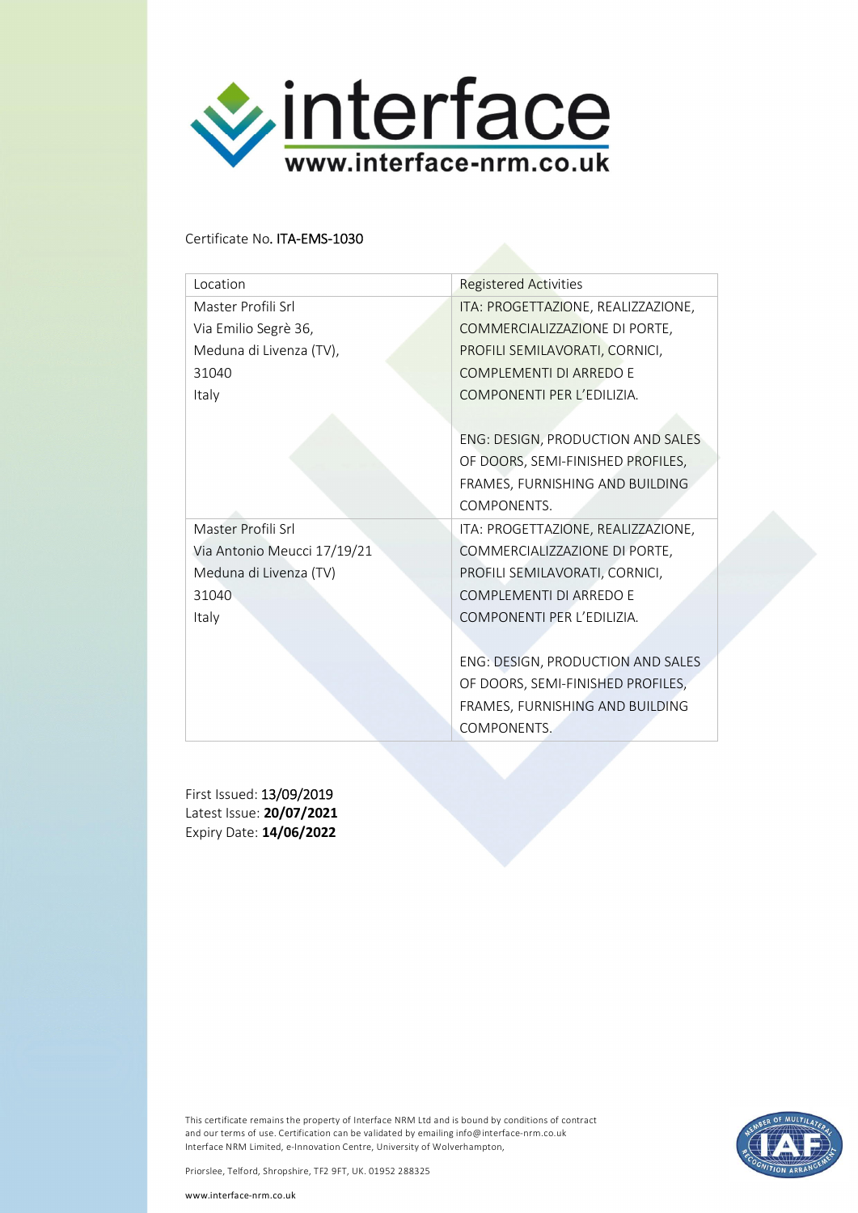interface
www.interface-nrm.co.uk

Certificate No. ITA-EMS-1030

| Location | Registered Activities |
|---|---|
| Master Profili Srl<br>Via Emilio Segrè 36,<br>Meduna di Livenza (TV),<br>31040<br>Italy | ITA: PROGETTAZIONE, REALIZZAZIONE, COMMERCIALIZZAZIONE DI PORTE, PROFILI SEMILAVORATI, CORNICI, COMPLEMENTI DI ARREDO E COMPONENTI PER L'EDILIZIA.<br><br>ENG: DESIGN, PRODUCTION AND SALES OF DOORS, SEMI-FINISHED PROFILES, FRAMES, FURNISHING AND BUILDING COMPONENTS. |
| Master Profili Srl<br>Via Antonio Meucci 17/19/21<br>Meduna di Livenza (TV)<br>31040<br>Italy | ITA: PROGETTAZIONE, REALIZZAZIONE, COMMERCIALIZZAZIONE DI PORTE, PROFILI SEMILAVORATI, CORNICI, COMPLEMENTI DI ARREDO E COMPONENTI PER L'EDILIZIA.<br><br>ENG: DESIGN, PRODUCTION AND SALES OF DOORS, SEMI-FINISHED PROFILES, FRAMES, FURNISHING AND BUILDING COMPONENTS. |

First Issued: 13/09/2019
Latest Issue: **20/07/2021**
Expiry Date: **14/06/2022**

This certificate remains the property of Interface NRM Ltd and is bound by conditions of contract and our terms of use. Certification can be validated by emailing info@interface-nrm.co.uk
Interface NRM Limited, e-Innovation Centre, University of Wolverhampton,

Priorslee, Telford, Shropshire, TF2 9FT, UK. 01952 288325

www.interface-nrm.co.uk